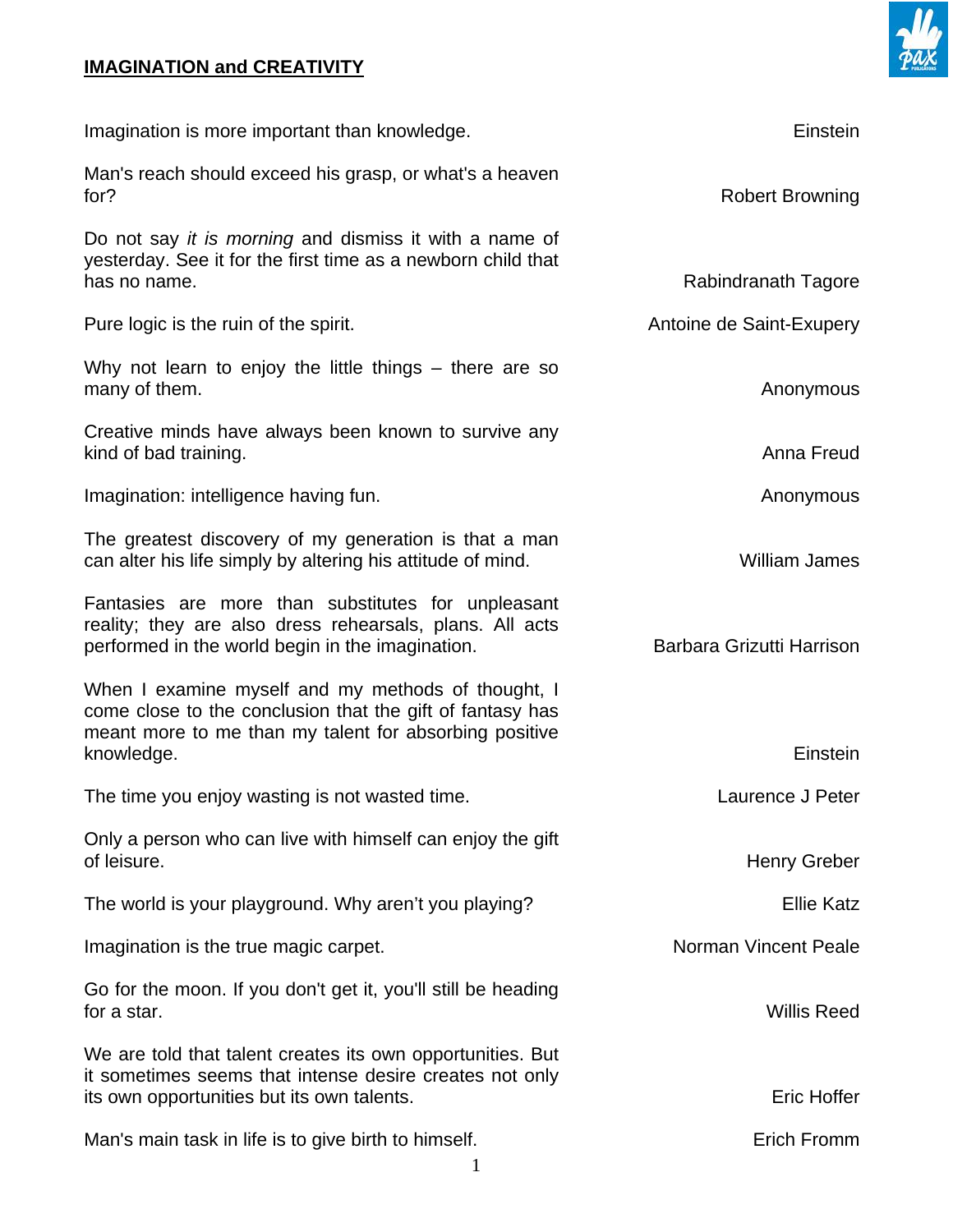**IMAGINATION and CREATIVITY**

| | |
|---|---|
| Imagination is more important than knowledge. | Einstein |
| Man's reach should exceed his grasp, or what's a heaven for? | Robert Browning |
| Do not say *it is morning* and dismiss it with a name of yesterday. See it for the first time as a newborn child that has no name. | Rabindranath Tagore |
| Pure logic is the ruin of the spirit. | Antoine de Saint-Exupery |
| Why not learn to enjoy the little things – there are so many of them. | Anonymous |
| Creative minds have always been known to survive any kind of bad training. | Anna Freud |
| Imagination: intelligence having fun. | Anonymous |
| The greatest discovery of my generation is that a man can alter his life simply by altering his attitude of mind. | William James |
| Fantasies are more than substitutes for unpleasant reality; they are also dress rehearsals, plans. All acts performed in the world begin in the imagination. | Barbara Grizutti Harrison |
| When I examine myself and my methods of thought, I come close to the conclusion that the gift of fantasy has meant more to me than my talent for absorbing positive knowledge. | Einstein |
| The time you enjoy wasting is not wasted time. | Laurence J Peter |
| Only a person who can live with himself can enjoy the gift of leisure. | Henry Greber |
| The world is your playground. Why aren't you playing? | Ellie Katz |
| Imagination is the true magic carpet. | Norman Vincent Peale |
| Go for the moon. If you don't get it, you'll still be heading for a star. | Willis Reed |
| We are told that talent creates its own opportunities. But it sometimes seems that intense desire creates not only its own opportunities but its own talents. | Eric Hoffer |
| Man's main task in life is to give birth to himself. | Erich Fromm |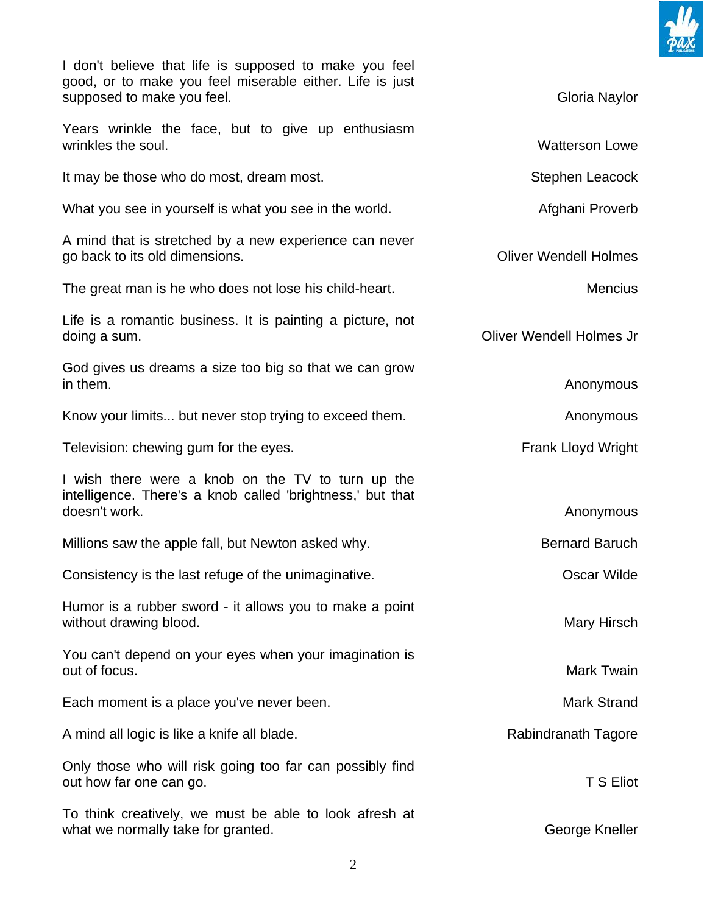| | |
|---|---|
| I don't believe that life is supposed to make you feel good, or to make you feel miserable either. Life is just supposed to make you feel. | Gloria Naylor |
| Years wrinkle the face, but to give up enthusiasm wrinkles the soul. | Watterson Lowe |
| It may be those who do most, dream most. | Stephen Leacock |
| What you see in yourself is what you see in the world. | Afghani Proverb |
| A mind that is stretched by a new experience can never go back to its old dimensions. | Oliver Wendell Holmes |
| The great man is he who does not lose his child-heart. | Mencius |
| Life is a romantic business. It is painting a picture, not doing a sum. | Oliver Wendell Holmes Jr |
| God gives us dreams a size too big so that we can grow in them. | Anonymous |
| Know your limits... but never stop trying to exceed them. | Anonymous |
| Television: chewing gum for the eyes. | Frank Lloyd Wright |
| I wish there were a knob on the TV to turn up the intelligence. There's a knob called 'brightness,' but that doesn't work. | Anonymous |
| Millions saw the apple fall, but Newton asked why. | Bernard Baruch |
| Consistency is the last refuge of the unimaginative. | Oscar Wilde |
| Humor is a rubber sword - it allows you to make a point without drawing blood. | Mary Hirsch |
| You can't depend on your eyes when your imagination is out of focus. | Mark Twain |
| Each moment is a place you've never been. | Mark Strand |
| A mind all logic is like a knife all blade. | Rabindranath Tagore |
| Only those who will risk going too far can possibly find out how far one can go. | T S Eliot |
| To think creatively, we must be able to look afresh at what we normally take for granted. | George Kneller |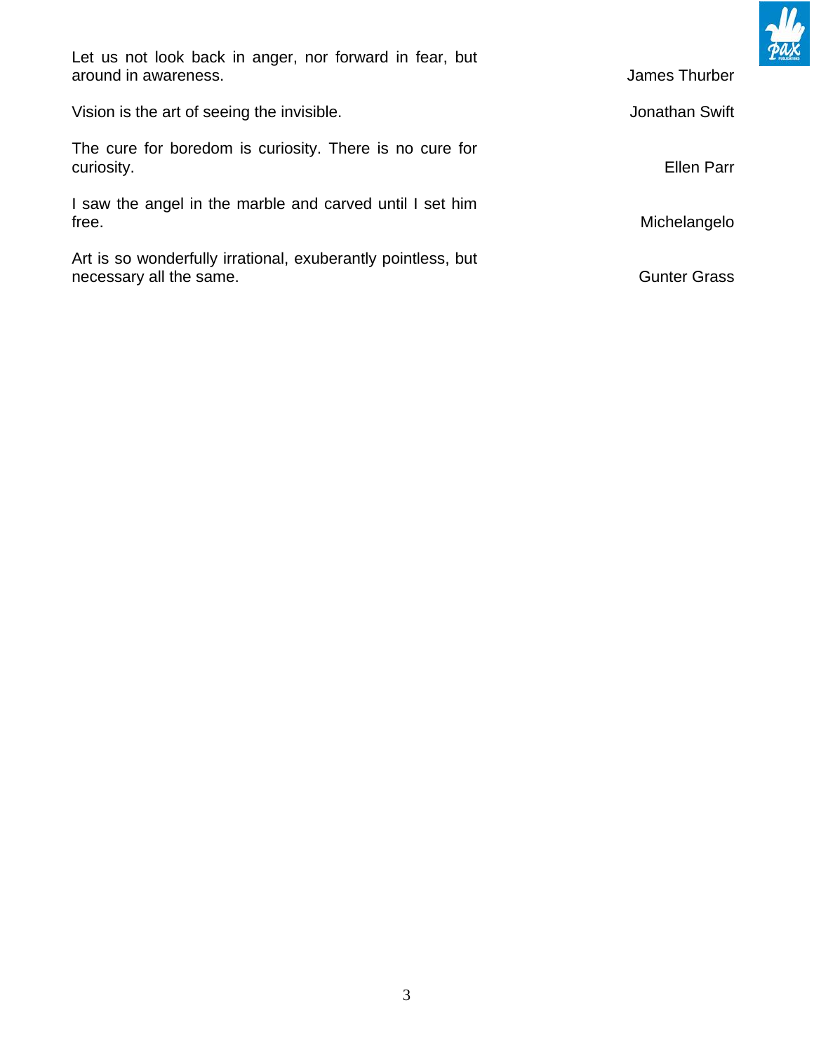| | |
|---|---|
| Let us not look back in anger, nor forward in fear, but around in awareness. | James Thurber |
| Vision is the art of seeing the invisible. | Jonathan Swift |
| The cure for boredom is curiosity. There is no cure for curiosity. | Ellen Parr |
| I saw the angel in the marble and carved until I set him free. | Michelangelo |
| Art is so wonderfully irrational, exuberantly pointless, but necessary all the same. | Gunter Grass |